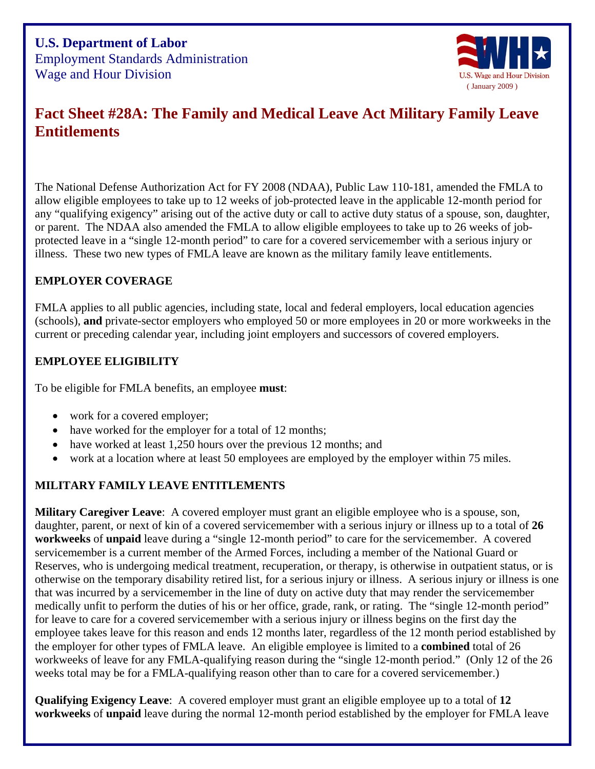**U.S. Department of Labor**
Employment Standards Administration
Wage and Hour Division

U.S. Wage and Hour Division
( January 2009 )

# Fact Sheet #28A: The Family and Medical Leave Act Military Family Leave Entitlements

The National Defense Authorization Act for FY 2008 (NDAA), Public Law 110-181, amended the FMLA to allow eligible employees to take up to 12 weeks of job-protected leave in the applicable 12-month period for any "qualifying exigency" arising out of the active duty or call to active duty status of a spouse, son, daughter, or parent. The NDAA also amended the FMLA to allow eligible employees to take up to 26 weeks of job-protected leave in a "single 12-month period" to care for a covered servicemember with a serious injury or illness. These two new types of FMLA leave are known as the military family leave entitlements.

## EMPLOYER COVERAGE

FMLA applies to all public agencies, including state, local and federal employers, local education agencies (schools), **and** private-sector employers who employed 50 or more employees in 20 or more workweeks in the current or preceding calendar year, including joint employers and successors of covered employers.

## EMPLOYEE ELIGIBILITY

To be eligible for FMLA benefits, an employee **must**:

- work for a covered employer;
- have worked for the employer for a total of 12 months;
- have worked at least 1,250 hours over the previous 12 months; and
- work at a location where at least 50 employees are employed by the employer within 75 miles.

## MILITARY FAMILY LEAVE ENTITLEMENTS

**Military Caregiver Leave**: A covered employer must grant an eligible employee who is a spouse, son, daughter, parent, or next of kin of a covered servicemember with a serious injury or illness up to a total of **26 workweeks** of **unpaid** leave during a "single 12-month period" to care for the servicemember. A covered servicemember is a current member of the Armed Forces, including a member of the National Guard or Reserves, who is undergoing medical treatment, recuperation, or therapy, is otherwise in outpatient status, or is otherwise on the temporary disability retired list, for a serious injury or illness. A serious injury or illness is one that was incurred by a servicemember in the line of duty on active duty that may render the servicemember medically unfit to perform the duties of his or her office, grade, rank, or rating. The "single 12-month period" for leave to care for a covered servicemember with a serious injury or illness begins on the first day the employee takes leave for this reason and ends 12 months later, regardless of the 12 month period established by the employer for other types of FMLA leave. An eligible employee is limited to a **combined** total of 26 workweeks of leave for any FMLA-qualifying reason during the "single 12-month period." (Only 12 of the 26 weeks total may be for a FMLA-qualifying reason other than to care for a covered servicemember.)

**Qualifying Exigency Leave**: A covered employer must grant an eligible employee up to a total of **12 workweeks** of **unpaid** leave during the normal 12-month period established by the employer for FMLA leave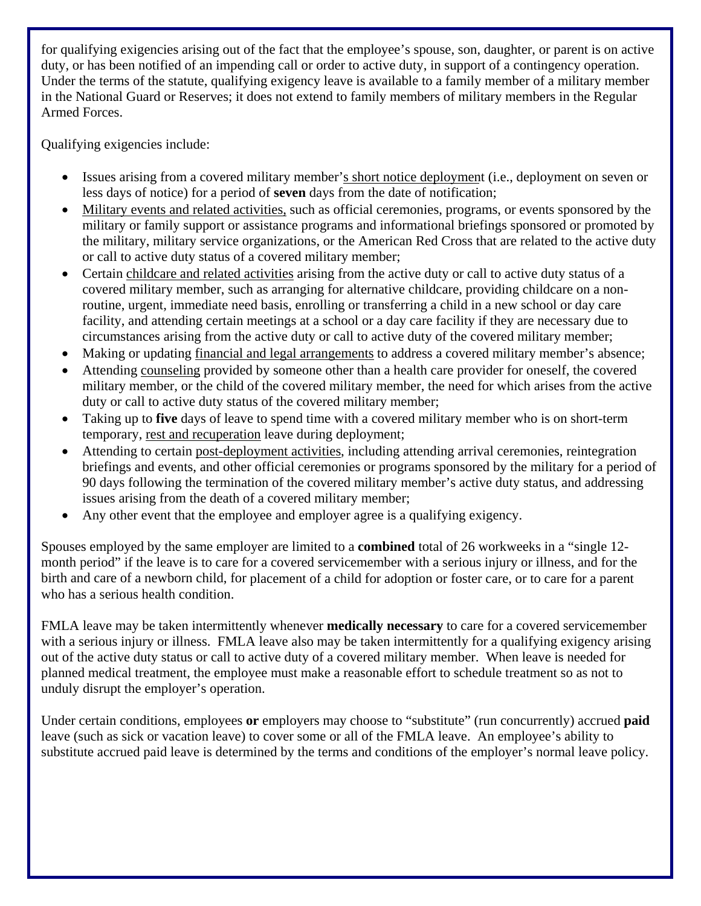for qualifying exigencies arising out of the fact that the employee's spouse, son, daughter, or parent is on active duty, or has been notified of an impending call or order to active duty, in support of a contingency operation. Under the terms of the statute, qualifying exigency leave is available to a family member of a military member in the National Guard or Reserves; it does not extend to family members of military members in the Regular Armed Forces.

Qualifying exigencies include:

- Issues arising from a covered military member's short notice deployment (i.e., deployment on seven or less days of notice) for a period of **seven** days from the date of notification;
- Military events and related activities, such as official ceremonies, programs, or events sponsored by the military or family support or assistance programs and informational briefings sponsored or promoted by the military, military service organizations, or the American Red Cross that are related to the active duty or call to active duty status of a covered military member;
- Certain childcare and related activities arising from the active duty or call to active duty status of a covered military member, such as arranging for alternative childcare, providing childcare on a non-routine, urgent, immediate need basis, enrolling or transferring a child in a new school or day care facility, and attending certain meetings at a school or a day care facility if they are necessary due to circumstances arising from the active duty or call to active duty of the covered military member;
- Making or updating financial and legal arrangements to address a covered military member's absence;
- Attending counseling provided by someone other than a health care provider for oneself, the covered military member, or the child of the covered military member, the need for which arises from the active duty or call to active duty status of the covered military member;
- Taking up to **five** days of leave to spend time with a covered military member who is on short-term temporary, rest and recuperation leave during deployment;
- Attending to certain post-deployment activities, including attending arrival ceremonies, reintegration briefings and events, and other official ceremonies or programs sponsored by the military for a period of 90 days following the termination of the covered military member's active duty status, and addressing issues arising from the death of a covered military member;
- Any other event that the employee and employer agree is a qualifying exigency.

Spouses employed by the same employer are limited to a **combined** total of 26 workweeks in a "single 12-month period" if the leave is to care for a covered servicemember with a serious injury or illness, and for the birth and care of a newborn child, for placement of a child for adoption or foster care, or to care for a parent who has a serious health condition.

FMLA leave may be taken intermittently whenever **medically necessary** to care for a covered servicemember with a serious injury or illness. FMLA leave also may be taken intermittently for a qualifying exigency arising out of the active duty status or call to active duty of a covered military member. When leave is needed for planned medical treatment, the employee must make a reasonable effort to schedule treatment so as not to unduly disrupt the employer's operation.

Under certain conditions, employees **or** employers may choose to "substitute" (run concurrently) accrued **paid** leave (such as sick or vacation leave) to cover some or all of the FMLA leave. An employee's ability to substitute accrued paid leave is determined by the terms and conditions of the employer's normal leave policy.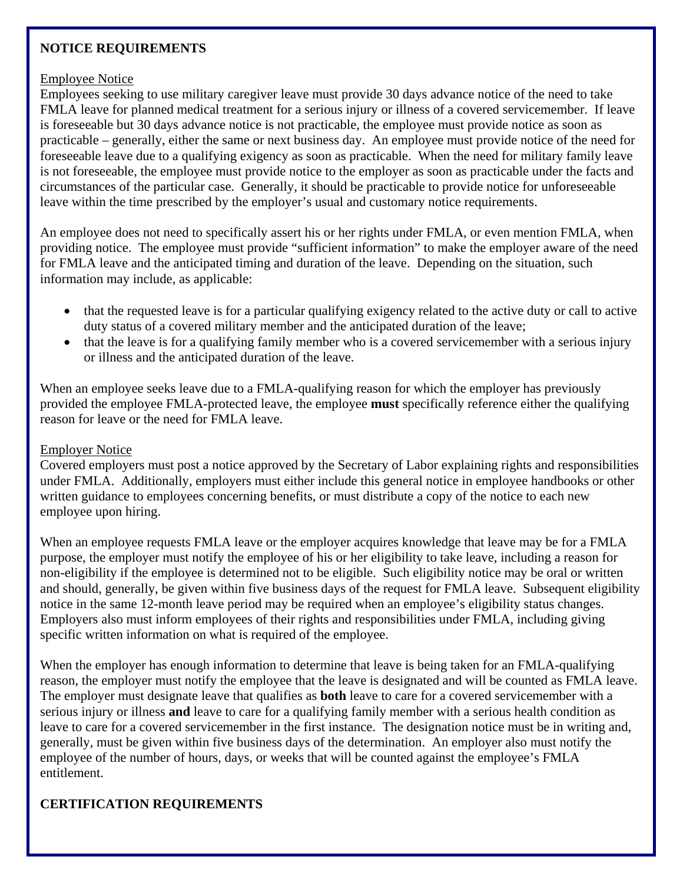## NOTICE REQUIREMENTS

Employee Notice

Employees seeking to use military caregiver leave must provide 30 days advance notice of the need to take FMLA leave for planned medical treatment for a serious injury or illness of a covered servicemember. If leave is foreseeable but 30 days advance notice is not practicable, the employee must provide notice as soon as practicable – generally, either the same or next business day. An employee must provide notice of the need for foreseeable leave due to a qualifying exigency as soon as practicable. When the need for military family leave is not foreseeable, the employee must provide notice to the employer as soon as practicable under the facts and circumstances of the particular case. Generally, it should be practicable to provide notice for unforeseeable leave within the time prescribed by the employer's usual and customary notice requirements.

An employee does not need to specifically assert his or her rights under FMLA, or even mention FMLA, when providing notice. The employee must provide "sufficient information" to make the employer aware of the need for FMLA leave and the anticipated timing and duration of the leave. Depending on the situation, such information may include, as applicable:

- that the requested leave is for a particular qualifying exigency related to the active duty or call to active duty status of a covered military member and the anticipated duration of the leave;
- that the leave is for a qualifying family member who is a covered servicemember with a serious injury or illness and the anticipated duration of the leave.

When an employee seeks leave due to a FMLA-qualifying reason for which the employer has previously provided the employee FMLA-protected leave, the employee **must** specifically reference either the qualifying reason for leave or the need for FMLA leave.

Employer Notice

Covered employers must post a notice approved by the Secretary of Labor explaining rights and responsibilities under FMLA. Additionally, employers must either include this general notice in employee handbooks or other written guidance to employees concerning benefits, or must distribute a copy of the notice to each new employee upon hiring.

When an employee requests FMLA leave or the employer acquires knowledge that leave may be for a FMLA purpose, the employer must notify the employee of his or her eligibility to take leave, including a reason for non-eligibility if the employee is determined not to be eligible. Such eligibility notice may be oral or written and should, generally, be given within five business days of the request for FMLA leave. Subsequent eligibility notice in the same 12-month leave period may be required when an employee's eligibility status changes. Employers also must inform employees of their rights and responsibilities under FMLA, including giving specific written information on what is required of the employee.

When the employer has enough information to determine that leave is being taken for an FMLA-qualifying reason, the employer must notify the employee that the leave is designated and will be counted as FMLA leave. The employer must designate leave that qualifies as **both** leave to care for a covered servicemember with a serious injury or illness **and** leave to care for a qualifying family member with a serious health condition as leave to care for a covered servicemember in the first instance. The designation notice must be in writing and, generally, must be given within five business days of the determination. An employer also must notify the employee of the number of hours, days, or weeks that will be counted against the employee's FMLA entitlement.

## CERTIFICATION REQUIREMENTS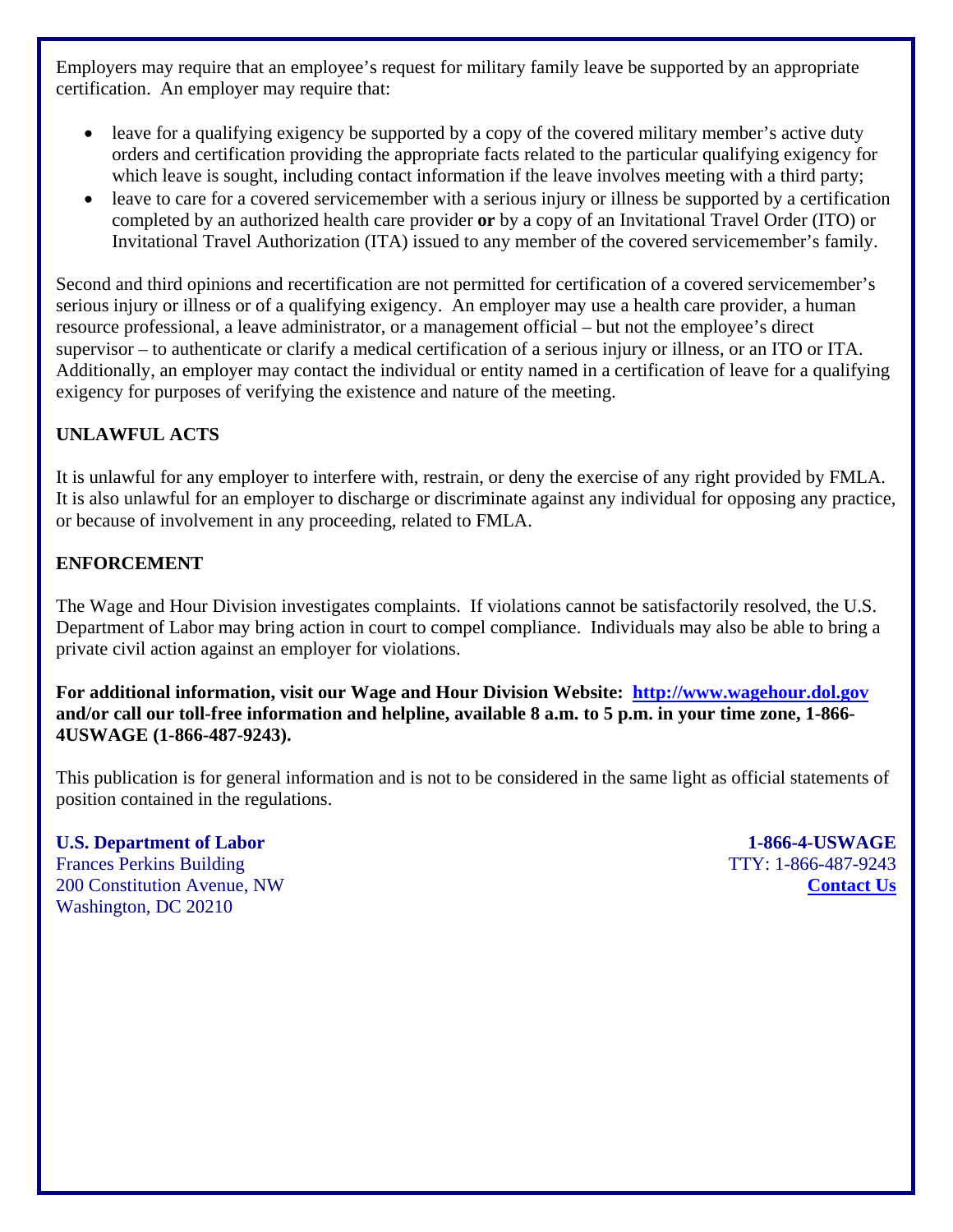Employers may require that an employee's request for military family leave be supported by an appropriate certification. An employer may require that:

- leave for a qualifying exigency be supported by a copy of the covered military member's active duty orders and certification providing the appropriate facts related to the particular qualifying exigency for which leave is sought, including contact information if the leave involves meeting with a third party;
- leave to care for a covered servicemember with a serious injury or illness be supported by a certification completed by an authorized health care provider **or** by a copy of an Invitational Travel Order (ITO) or Invitational Travel Authorization (ITA) issued to any member of the covered servicemember's family.

Second and third opinions and recertification are not permitted for certification of a covered servicemember's serious injury or illness or of a qualifying exigency. An employer may use a health care provider, a human resource professional, a leave administrator, or a management official – but not the employee's direct supervisor – to authenticate or clarify a medical certification of a serious injury or illness, or an ITO or ITA. Additionally, an employer may contact the individual or entity named in a certification of leave for a qualifying exigency for purposes of verifying the existence and nature of the meeting.

**UNLAWFUL ACTS**

It is unlawful for any employer to interfere with, restrain, or deny the exercise of any right provided by FMLA. It is also unlawful for an employer to discharge or discriminate against any individual for opposing any practice, or because of involvement in any proceeding, related to FMLA.

**ENFORCEMENT**

The Wage and Hour Division investigates complaints. If violations cannot be satisfactorily resolved, the U.S. Department of Labor may bring action in court to compel compliance. Individuals may also be able to bring a private civil action against an employer for violations.

**For additional information, visit our Wage and Hour Division Website: [http://www.wagehour.dol.gov](http://www.wagehour.dol.gov) and/or call our toll-free information and helpline, available 8 a.m. to 5 p.m. in your time zone, 1-866-4USWAGE (1-866-487-9243).**

This publication is for general information and is not to be considered in the same light as official statements of position contained in the regulations.

**U.S. Department of Labor**
Frances Perkins Building
200 Constitution Avenue, NW
Washington, DC 20210

**1-866-4-USWAGE**
TTY: 1-866-487-9243
**Contact Us**